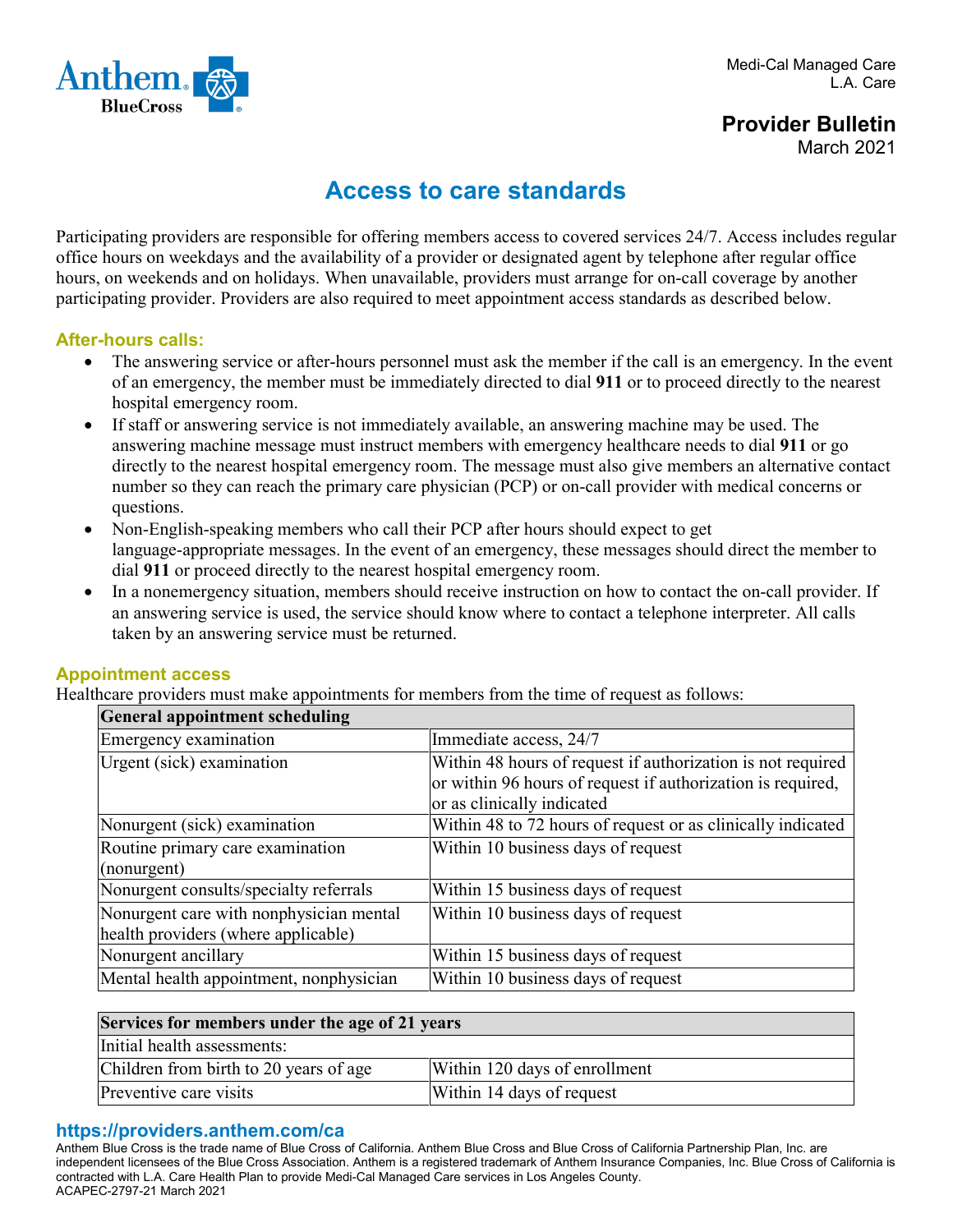Medi-Cal Managed Care
L.A. Care

**Provider Bulletin**
March 2021

# Access to care standards

Participating providers are responsible for offering members access to covered services 24/7. Access includes regular office hours on weekdays and the availability of a provider or designated agent by telephone after regular office hours, on weekends and on holidays. When unavailable, providers must arrange for on-call coverage by another participating provider. Providers are also required to meet appointment access standards as described below.

## After-hours calls:

- The answering service or after-hours personnel must ask the member if the call is an emergency. In the event of an emergency, the member must be immediately directed to dial **911** or to proceed directly to the nearest hospital emergency room.
- If staff or answering service is not immediately available, an answering machine may be used. The answering machine message must instruct members with emergency healthcare needs to dial **911** or go directly to the nearest hospital emergency room. The message must also give members an alternative contact number so they can reach the primary care physician (PCP) or on-call provider with medical concerns or questions.
- Non-English-speaking members who call their PCP after hours should expect to get language-appropriate messages. In the event of an emergency, these messages should direct the member to dial **911** or proceed directly to the nearest hospital emergency room.
- In a nonemergency situation, members should receive instruction on how to contact the on-call provider. If an answering service is used, the service should know where to contact a telephone interpreter. All calls taken by an answering service must be returned.

## Appointment access

Healthcare providers must make appointments for members from the time of request as follows:

| **General appointment scheduling** | |
|---|---|
| Emergency examination | Immediate access, 24/7 |
| Urgent (sick) examination | Within 48 hours of request if authorization is not required or within 96 hours of request if authorization is required, or as clinically indicated |
| Nonurgent (sick) examination | Within 48 to 72 hours of request or as clinically indicated |
| Routine primary care examination (nonurgent) | Within 10 business days of request |
| Nonurgent consults/specialty referrals | Within 15 business days of request |
| Nonurgent care with nonphysician mental health providers (where applicable) | Within 10 business days of request |
| Nonurgent ancillary | Within 15 business days of request |
| Mental health appointment, nonphysician | Within 10 business days of request |

| **Services for members under the age of 21 years** | |
|---|---|
| Initial health assessments: | |
| Children from birth to 20 years of age | Within 120 days of enrollment |
| Preventive care visits | Within 14 days of request |

**https://providers.anthem.com/ca**

Anthem Blue Cross is the trade name of Blue Cross of California. Anthem Blue Cross and Blue Cross of California Partnership Plan, Inc. are independent licensees of the Blue Cross Association. Anthem is a registered trademark of Anthem Insurance Companies, Inc. Blue Cross of California is contracted with L.A. Care Health Plan to provide Medi-Cal Managed Care services in Los Angeles County.
ACAPEC-2797-21 March 2021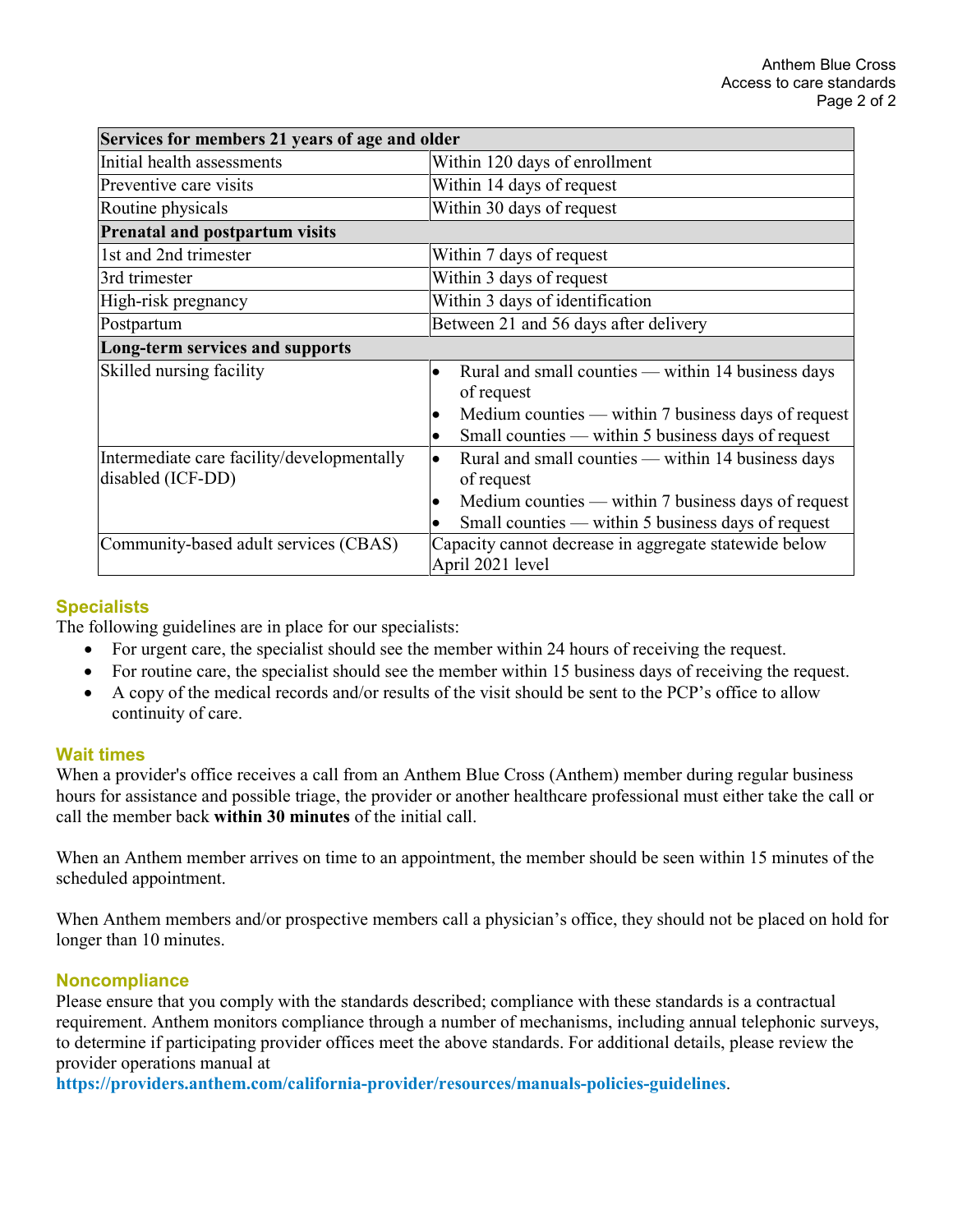| Services for members 21 years of age and older | |
| --- | --- |
| Initial health assessments | Within 120 days of enrollment |
| Preventive care visits | Within 14 days of request |
| Routine physicals | Within 30 days of request |
| **Prenatal and postpartum visits** | |
| 1st and 2nd trimester | Within 7 days of request |
| 3rd trimester | Within 3 days of request |
| High-risk pregnancy | Within 3 days of identification |
| Postpartum | Between 21 and 56 days after delivery |
| **Long-term services and supports** | |
| Skilled nursing facility | • Rural and small counties — within 14 business days of request<br>• Medium counties — within 7 business days of request<br>• Small counties — within 5 business days of request |
| Intermediate care facility/developmentally disabled (ICF-DD) | • Rural and small counties — within 14 business days of request<br>• Medium counties — within 7 business days of request<br>• Small counties — within 5 business days of request |
| Community-based adult services (CBAS) | Capacity cannot decrease in aggregate statewide below April 2021 level |

## Specialists

The following guidelines are in place for our specialists:

- For urgent care, the specialist should see the member within 24 hours of receiving the request.
- For routine care, the specialist should see the member within 15 business days of receiving the request.
- A copy of the medical records and/or results of the visit should be sent to the PCP's office to allow continuity of care.

## Wait times

When a provider's office receives a call from an Anthem Blue Cross (Anthem) member during regular business hours for assistance and possible triage, the provider or another healthcare professional must either take the call or call the member back **within 30 minutes** of the initial call.

When an Anthem member arrives on time to an appointment, the member should be seen within 15 minutes of the scheduled appointment.

When Anthem members and/or prospective members call a physician's office, they should not be placed on hold for longer than 10 minutes.

## Noncompliance

Please ensure that you comply with the standards described; compliance with these standards is a contractual requirement. Anthem monitors compliance through a number of mechanisms, including annual telephonic surveys, to determine if participating provider offices meet the above standards. For additional details, please review the provider operations manual at **https://providers.anthem.com/california-provider/resources/manuals-policies-guidelines**.